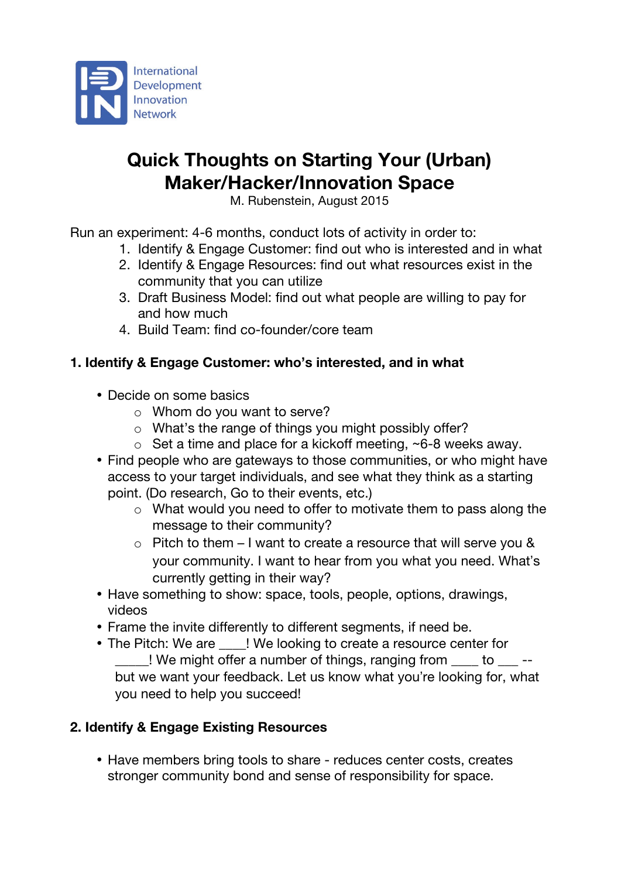International Development Innovation Network

# Quick Thoughts on Starting Your (Urban) Maker/Hacker/Innovation Space

M. Rubenstein, August 2015

Run an experiment: 4-6 months, conduct lots of activity in order to:

1. Identify & Engage Customer: find out who is interested and in what
2. Identify & Engage Resources: find out what resources exist in the community that you can utilize
3. Draft Business Model: find out what people are willing to pay for and how much
4. Build Team: find co-founder/core team

## 1. Identify & Engage Customer: who's interested, and in what

- Decide on some basics
  - Whom do you want to serve?
  - What's the range of things you might possibly offer?
  - Set a time and place for a kickoff meeting, ~6-8 weeks away.
- Find people who are gateways to those communities, or who might have access to your target individuals, and see what they think as a starting point. (Do research, Go to their events, etc.)
  - What would you need to offer to motivate them to pass along the message to their community?
  - Pitch to them – I want to create a resource that will serve you & your community. I want to hear from you what you need. What's currently getting in their way?
- Have something to show: space, tools, people, options, drawings, videos
- Frame the invite differently to different segments, if need be.
- The Pitch: We are ____! We looking to create a resource center for _____! We might offer a number of things, ranging from ____ to ___ -- but we want your feedback. Let us know what you're looking for, what you need to help you succeed!

## 2. Identify & Engage Existing Resources

- Have members bring tools to share - reduces center costs, creates stronger community bond and sense of responsibility for space.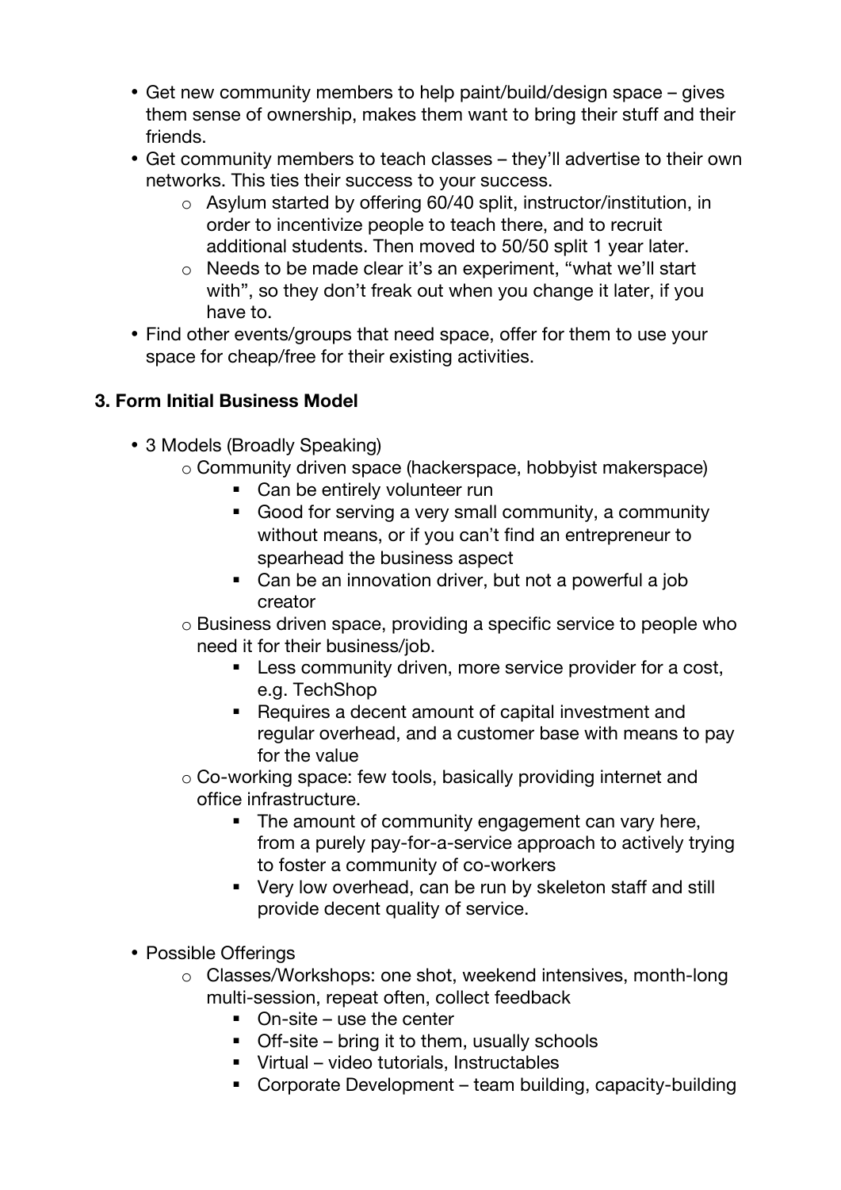- Get new community members to help paint/build/design space – gives them sense of ownership, makes them want to bring their stuff and their friends.
- Get community members to teach classes – they'll advertise to their own networks. This ties their success to your success.
    - Asylum started by offering 60/40 split, instructor/institution, in order to incentivize people to teach there, and to recruit additional students. Then moved to 50/50 split 1 year later.
    - Needs to be made clear it's an experiment, "what we'll start with", so they don't freak out when you change it later, if you have to.
- Find other events/groups that need space, offer for them to use your space for cheap/free for their existing activities.

### 3. Form Initial Business Model

- 3 Models (Broadly Speaking)
    - Community driven space (hackerspace, hobbyist makerspace)
        - Can be entirely volunteer run
        - Good for serving a very small community, a community without means, or if you can't find an entrepreneur to spearhead the business aspect
        - Can be an innovation driver, but not a powerful a job creator
    - Business driven space, providing a specific service to people who need it for their business/job.
        - Less community driven, more service provider for a cost, e.g. TechShop
        - Requires a decent amount of capital investment and regular overhead, and a customer base with means to pay for the value
    - Co-working space: few tools, basically providing internet and office infrastructure.
        - The amount of community engagement can vary here, from a purely pay-for-a-service approach to actively trying to foster a community of co-workers
        - Very low overhead, can be run by skeleton staff and still provide decent quality of service.

- Possible Offerings
    - Classes/Workshops: one shot, weekend intensives, month-long multi-session, repeat often, collect feedback
        - On-site – use the center
        - Off-site – bring it to them, usually schools
        - Virtual – video tutorials, Instructables
        - Corporate Development – team building, capacity-building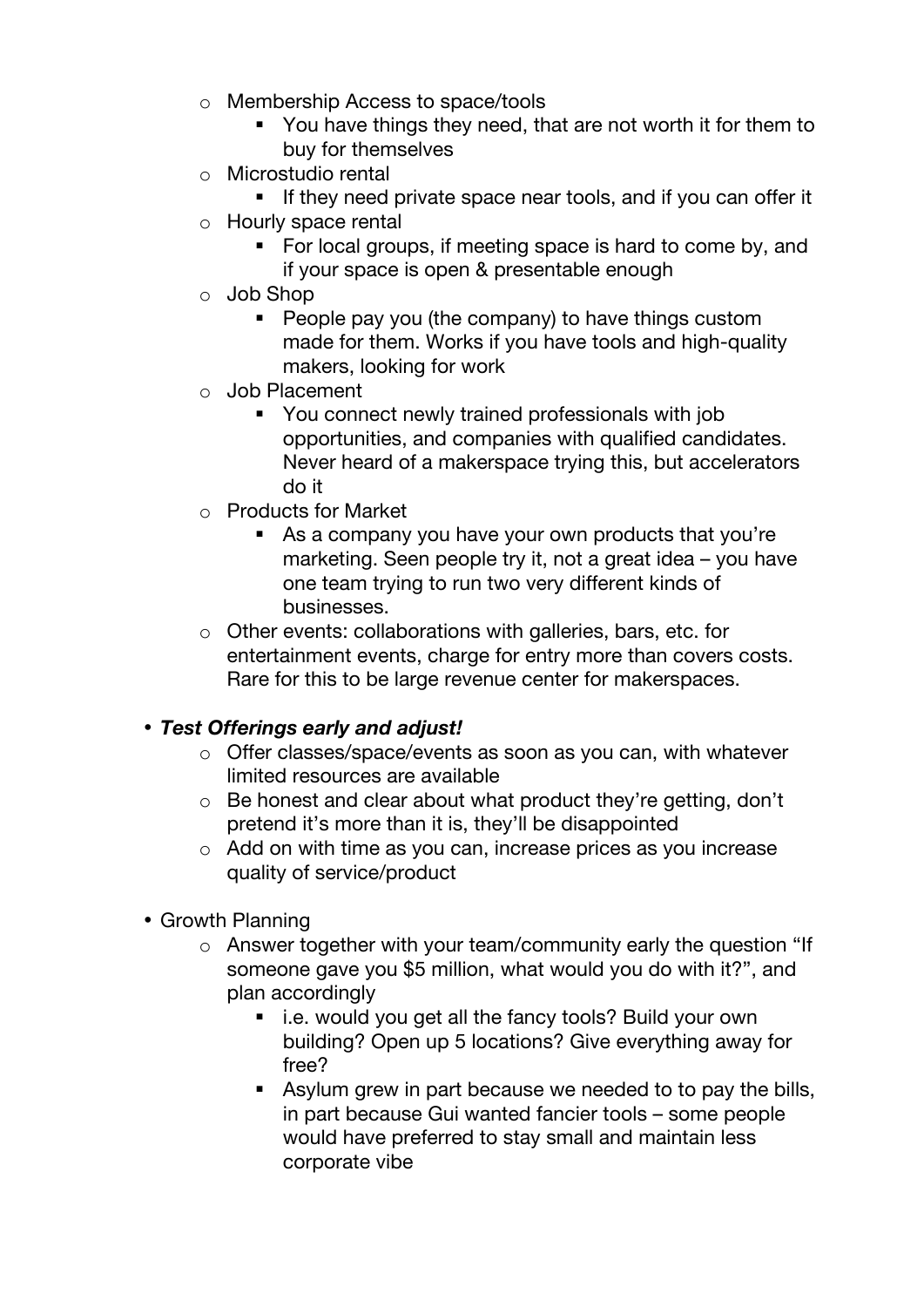- Membership Access to space/tools
    - You have things they need, that are not worth it for them to buy for themselves
  - Microstudio rental
    - If they need private space near tools, and if you can offer it
  - Hourly space rental
    - For local groups, if meeting space is hard to come by, and if your space is open & presentable enough
  - Job Shop
    - People pay you (the company) to have things custom made for them. Works if you have tools and high-quality makers, looking for work
  - Job Placement
    - You connect newly trained professionals with job opportunities, and companies with qualified candidates. Never heard of a makerspace trying this, but accelerators do it
  - Products for Market
    - As a company you have your own products that you're marketing. Seen people try it, not a great idea – you have one team trying to run two very different kinds of businesses.
  - Other events: collaborations with galleries, bars, etc. for entertainment events, charge for entry more than covers costs. Rare for this to be large revenue center for makerspaces.

- ***Test Offerings early and adjust!***
  - Offer classes/space/events as soon as you can, with whatever limited resources are available
  - Be honest and clear about what product they're getting, don't pretend it's more than it is, they'll be disappointed
  - Add on with time as you can, increase prices as you increase quality of service/product

- Growth Planning
  - Answer together with your team/community early the question "If someone gave you $5 million, what would you do with it?", and plan accordingly
    - i.e. would you get all the fancy tools? Build your own building? Open up 5 locations? Give everything away for free?
    - Asylum grew in part because we needed to to pay the bills, in part because Gui wanted fancier tools – some people would have preferred to stay small and maintain less corporate vibe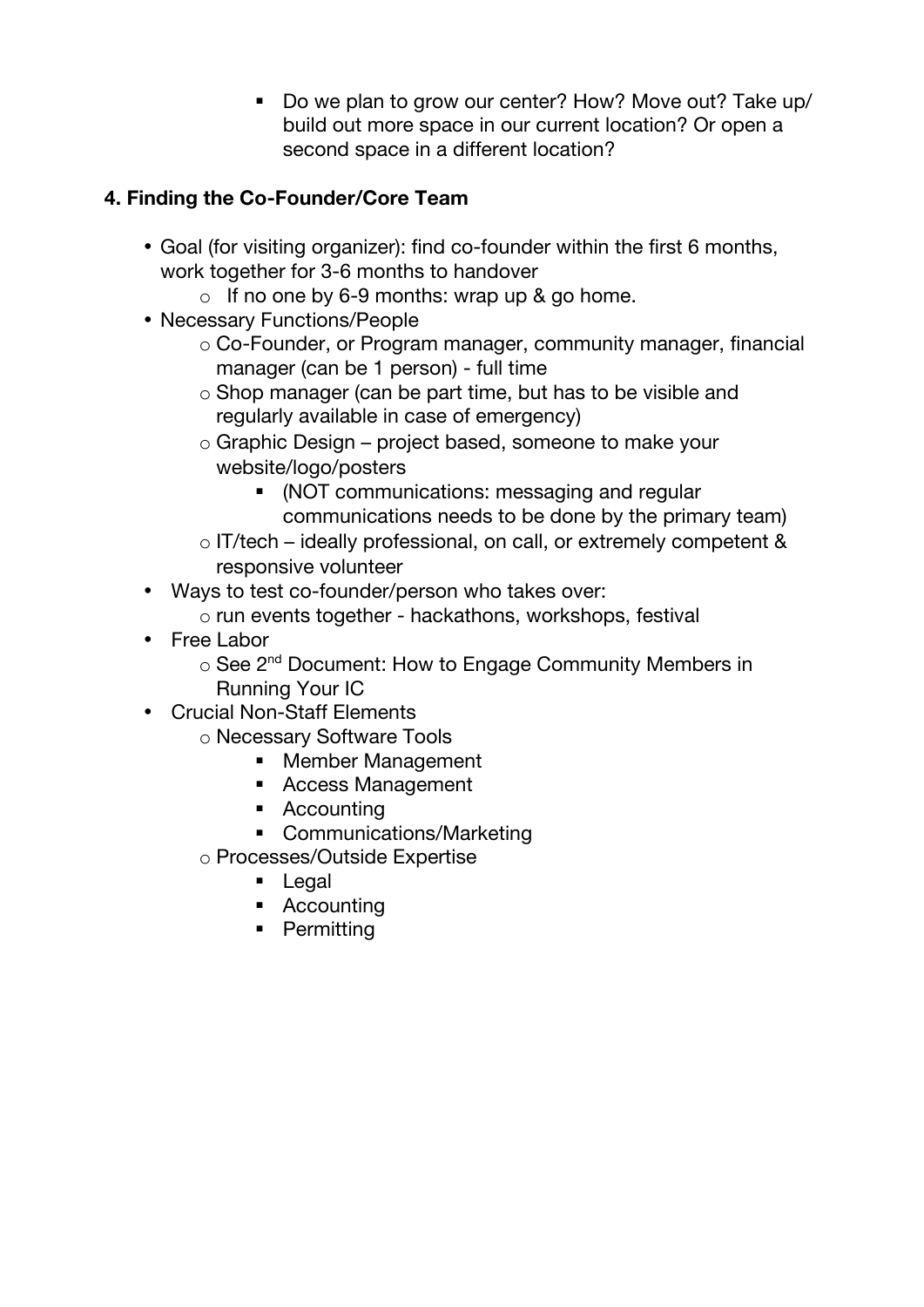- Do we plan to grow our center? How? Move out? Take up/ build out more space in our current location? Or open a second space in a different location?

**4. Finding the Co-Founder/Core Team**

- Goal (for visiting organizer): find co-founder within the first 6 months, work together for 3-6 months to handover
  - If no one by 6-9 months: wrap up & go home.
- Necessary Functions/People
  - Co-Founder, or Program manager, community manager, financial manager (can be 1 person) - full time
  - Shop manager (can be part time, but has to be visible and regularly available in case of emergency)
  - Graphic Design – project based, someone to make your website/logo/posters
    - (NOT communications: messaging and regular communications needs to be done by the primary team)
  - IT/tech – ideally professional, on call, or extremely competent & responsive volunteer
- Ways to test co-founder/person who takes over:
  - run events together - hackathons, workshops, festival
- Free Labor
  - See 2nd Document: How to Engage Community Members in Running Your IC
- Crucial Non-Staff Elements
  - Necessary Software Tools
    - Member Management
    - Access Management
    - Accounting
    - Communications/Marketing
  - Processes/Outside Expertise
    - Legal
    - Accounting
    - Permitting